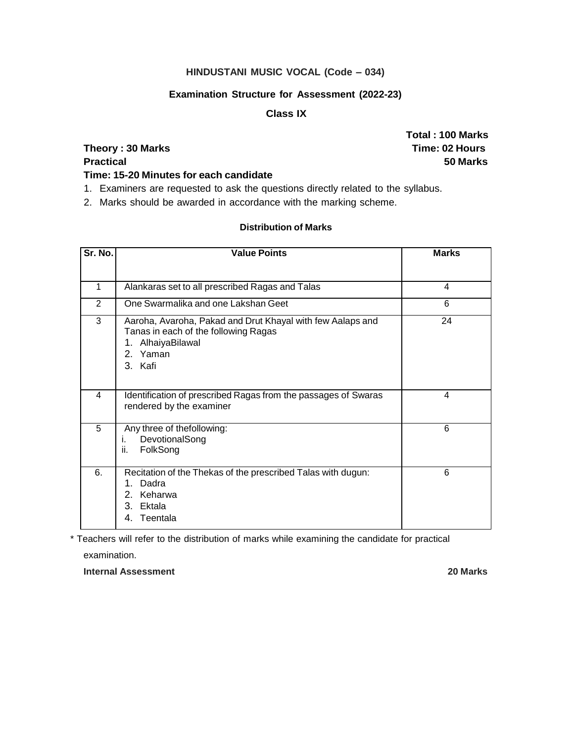**HINDUSTANI MUSIC VOCAL (Code – 034)**

**Examination Structure for Assessment (2022-23)**

**Class IX**

**Total : 100 Marks**

**Theory : 30 Marks** **Time: 02 Hours**

**Practical** **50 Marks**

**Time: 15-20 Minutes for each candidate**

1. Examiners are requested to ask the questions directly related to the syllabus.
2. Marks should be awarded in accordance with the marking scheme.

**Distribution of Marks**

| Sr. No. | Value Points | Marks |
|---|---|---|
| 1 | Alankaras set to all prescribed Ragas and Talas | 4 |
| 2 | One Swarmalika and one Lakshan Geet | 6 |
| 3 | Aaroha, Avaroha, Pakad and Drut Khayal with few Aalaps and Tanas in each of the following Ragas<br>1. AlhaiyaBilawal<br>2. Yaman<br>3. Kafi | 24 |
| 4 | Identification of prescribed Ragas from the passages of Swaras rendered by the examiner | 4 |
| 5 | Any three of thefollowing:<br>i. DevotionalSong<br>ii. FolkSong | 6 |
| 6. | Recitation of the Thekas of the prescribed Talas with dugun:<br>1. Dadra<br>2. Keharwa<br>3. Ektala<br>4. Teentala | 6 |

* Teachers will refer to the distribution of marks while examining the candidate for practical examination.

**Internal Assessment** **20 Marks**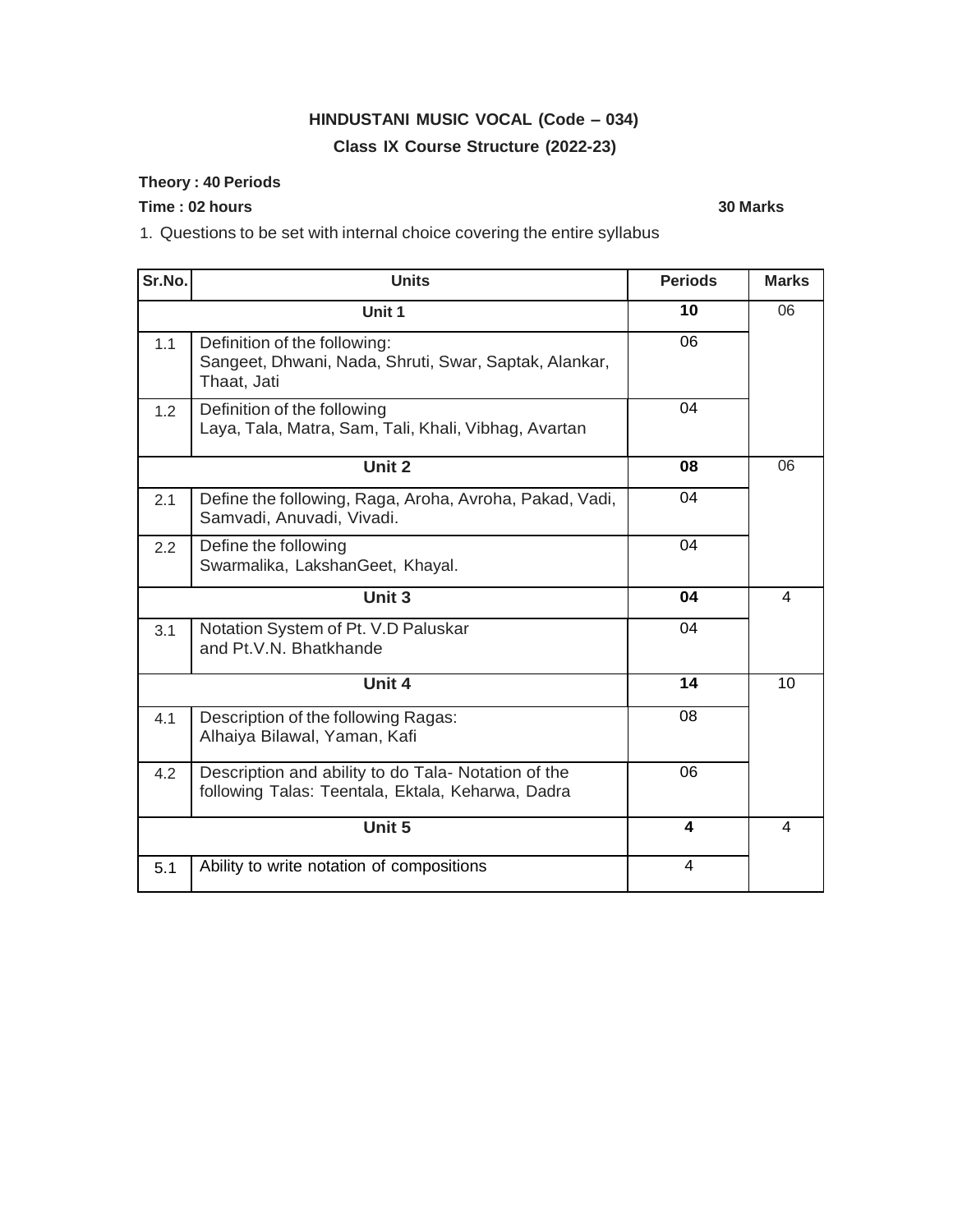# HINDUSTANI MUSIC VOCAL (Code – 034)

## Class IX Course Structure (2022-23)

**Theory : 40 Periods**

**Time : 02 hours** **30 Marks**

1. Questions to be set with internal choice covering the entire syllabus

| Sr.No. | Units | Periods | Marks |
|---|---|---|---|
| | **Unit 1** | **10** | 06 |
| 1.1 | Definition of the following:<br>Sangeet, Dhwani, Nada, Shruti, Swar, Saptak, Alankar, Thaat, Jati | 06 | |
| 1.2 | Definition of the following<br>Laya, Tala, Matra, Sam, Tali, Khali, Vibhag, Avartan | 04 | |
| | **Unit 2** | **08** | 06 |
| 2.1 | Define the following, Raga, Aroha, Avroha, Pakad, Vadi, Samvadi, Anuvadi, Vivadi. | 04 | |
| 2.2 | Define the following<br>Swarmalika, LakshanGeet, Khayal. | 04 | |
| | **Unit 3** | **04** | 4 |
| 3.1 | Notation System of Pt. V.D Paluskar and Pt.V.N. Bhatkhande | 04 | |
| | **Unit 4** | **14** | 10 |
| 4.1 | Description of the following Ragas:<br>Alhaiya Bilawal, Yaman, Kafi | 08 | |
| 4.2 | Description and ability to do Tala- Notation of the following Talas: Teentala, Ektala, Keharwa, Dadra | 06 | |
| | **Unit 5** | **4** | 4 |
| 5.1 | Ability to write notation of compositions | 4 | |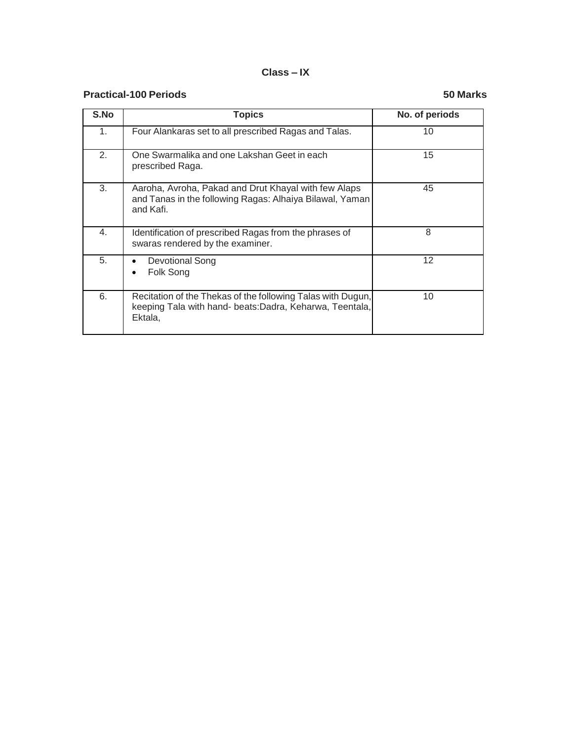# Class – IX

**Practical-100 Periods** **50 Marks**

| S.No | Topics | No. of periods |
|---|---|---|
| 1. | Four Alankaras set to all prescribed Ragas and Talas. | 10 |
| 2. | One Swarmalika and one Lakshan Geet in each prescribed Raga. | 15 |
| 3. | Aaroha, Avroha, Pakad and Drut Khayal with few Alaps and Tanas in the following Ragas: Alhaiya Bilawal, Yaman and Kafi. | 45 |
| 4. | Identification of prescribed Ragas from the phrases of swaras rendered by the examiner. | 8 |
| 5. | • Devotional Song<br>• Folk Song | 12 |
| 6. | Recitation of the Thekas of the following Talas with Dugun, keeping Tala with hand- beats:Dadra, Keharwa, Teentala, Ektala, | 10 |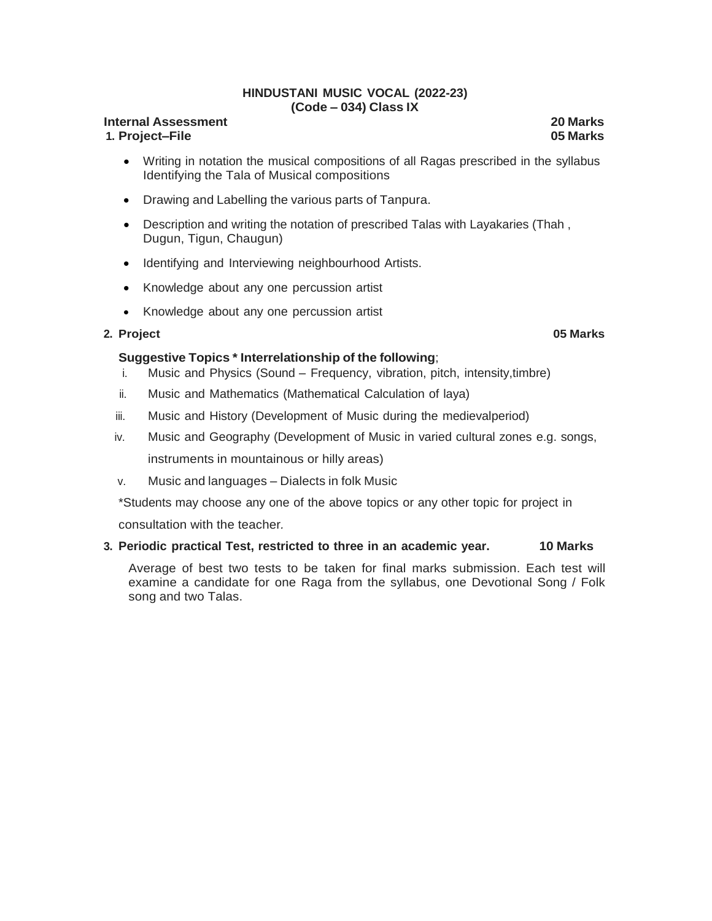**HINDUSTANI MUSIC VOCAL (2022-23)**
**(Code – 034) Class IX**

**Internal Assessment** **20 Marks**

**1. Project–File** **05 Marks**

- Writing in notation the musical compositions of all Ragas prescribed in the syllabus Identifying the Tala of Musical compositions
- Drawing and Labelling the various parts of Tanpura.
- Description and writing the notation of prescribed Talas with Layakaries (Thah , Dugun, Tigun, Chaugun)
- Identifying and Interviewing neighbourhood Artists.
- Knowledge about any one percussion artist
- Knowledge about any one percussion artist

**2. Project** **05 Marks**

**Suggestive Topics * Interrelationship of the following**;

i. Music and Physics (Sound – Frequency, vibration, pitch, intensity,timbre)
ii. Music and Mathematics (Mathematical Calculation of laya)
iii. Music and History (Development of Music during the medievalperiod)
iv. Music and Geography (Development of Music in varied cultural zones e.g. songs, instruments in mountainous or hilly areas)
v. Music and languages – Dialects in folk Music

*Students may choose any one of the above topics or any other topic for project in consultation with the teacher.

**3. Periodic practical Test, restricted to three in an academic year.** **10 Marks**

Average of best two tests to be taken for final marks submission. Each test will examine a candidate for one Raga from the syllabus, one Devotional Song / Folk song and two Talas.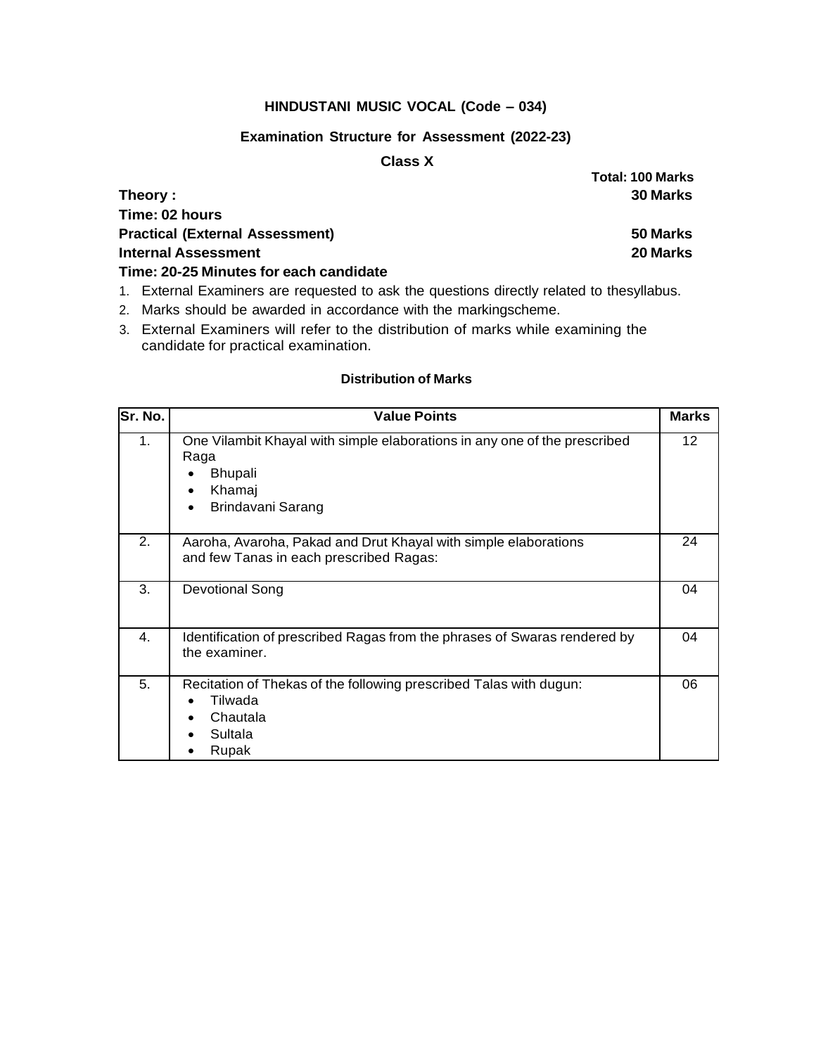**HINDUSTANI MUSIC VOCAL (Code – 034)**

**Examination Structure for Assessment (2022-23)**

**Class X**

**Total: 100 Marks**

**Theory : 30 Marks**

**Time: 02 hours**

**Practical (External Assessment) 50 Marks**

**Internal Assessment 20 Marks**

**Time: 20-25 Minutes for each candidate**

1. External Examiners are requested to ask the questions directly related to thesyllabus.
2. Marks should be awarded in accordance with the markingscheme.
3. External Examiners will refer to the distribution of marks while examining the candidate for practical examination.

**Distribution of Marks**

| Sr. No. | Value Points | Marks |
|---|---|---|
| 1. | One Vilambit Khayal with simple elaborations in any one of the prescribed Raga<br>• Bhupali<br>• Khamaj<br>• Brindavani Sarang | 12 |
| 2. | Aaroha, Avaroha, Pakad and Drut Khayal with simple elaborations and few Tanas in each prescribed Ragas: | 24 |
| 3. | Devotional Song | 04 |
| 4. | Identification of prescribed Ragas from the phrases of Swaras rendered by the examiner. | 04 |
| 5. | Recitation of Thekas of the following prescribed Talas with dugun:<br>• Tilwada<br>• Chautala<br>• Sultala<br>• Rupak | 06 |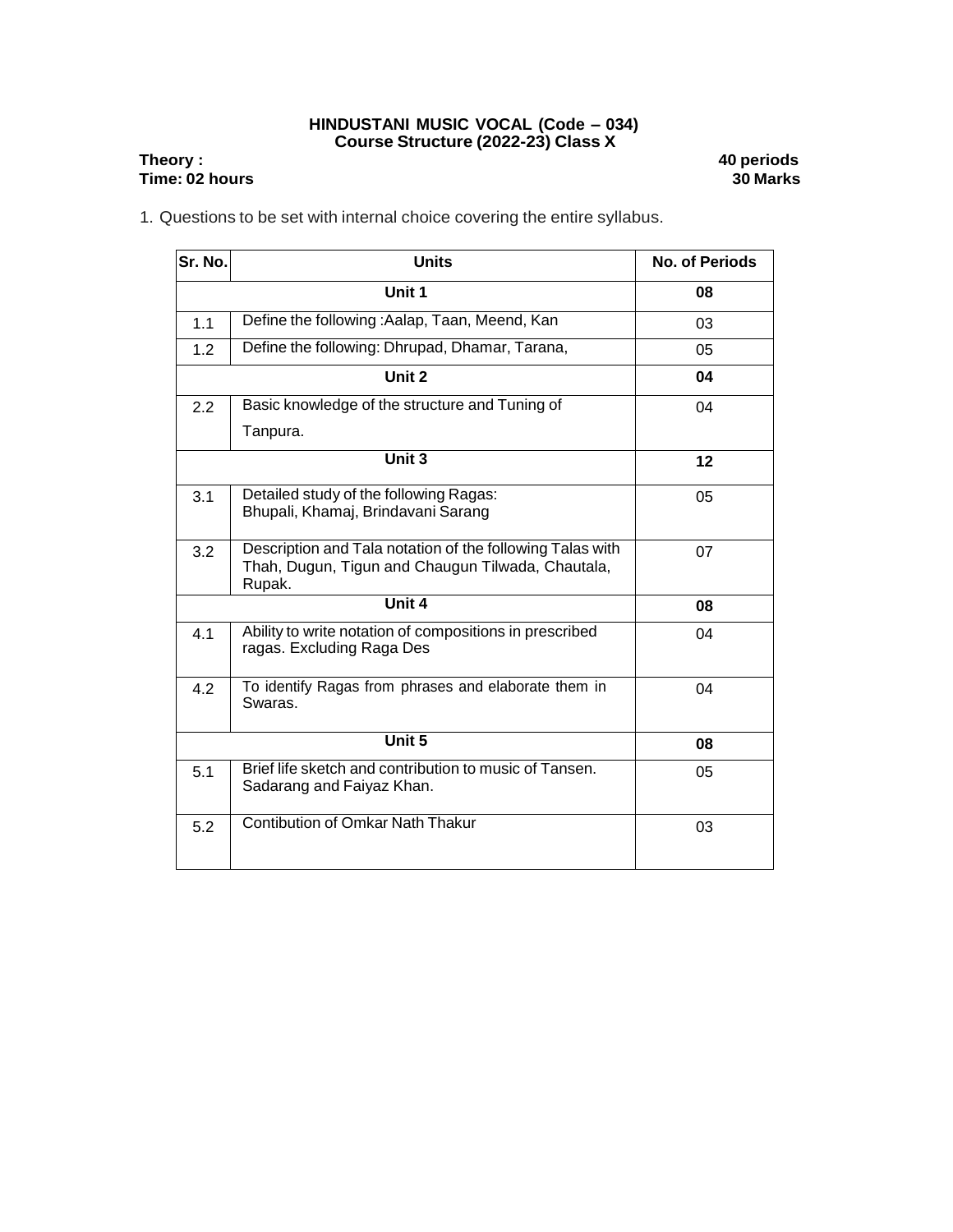**HINDUSTANI MUSIC VOCAL (Code – 034)**
**Course Structure (2022-23) Class X**

**Theory :** **40 periods**
**Time: 02 hours** **30 Marks**

1. Questions to be set with internal choice covering the entire syllabus.

| Sr. No. | Units | No. of Periods |
|---|---|---|
| | **Unit 1** | **08** |
| 1.1 | Define the following :Aalap, Taan, Meend, Kan | 03 |
| 1.2 | Define the following: Dhrupad, Dhamar, Tarana, | 05 |
| | **Unit 2** | **04** |
| 2.2 | Basic knowledge of the structure and Tuning of Tanpura. | 04 |
| | **Unit 3** | **12** |
| 3.1 | Detailed study of the following Ragas: Bhupali, Khamaj, Brindavani Sarang | 05 |
| 3.2 | Description and Tala notation of the following Talas with Thah, Dugun, Tigun and Chaugun Tilwada, Chautala, Rupak. | 07 |
| | **Unit 4** | **08** |
| 4.1 | Ability to write notation of compositions in prescribed ragas. Excluding Raga Des | 04 |
| 4.2 | To identify Ragas from phrases and elaborate them in Swaras. | 04 |
| | **Unit 5** | **08** |
| 5.1 | Brief life sketch and contribution to music of Tansen. Sadarang and Faiyaz Khan. | 05 |
| 5.2 | Contibution of Omkar Nath Thakur | 03 |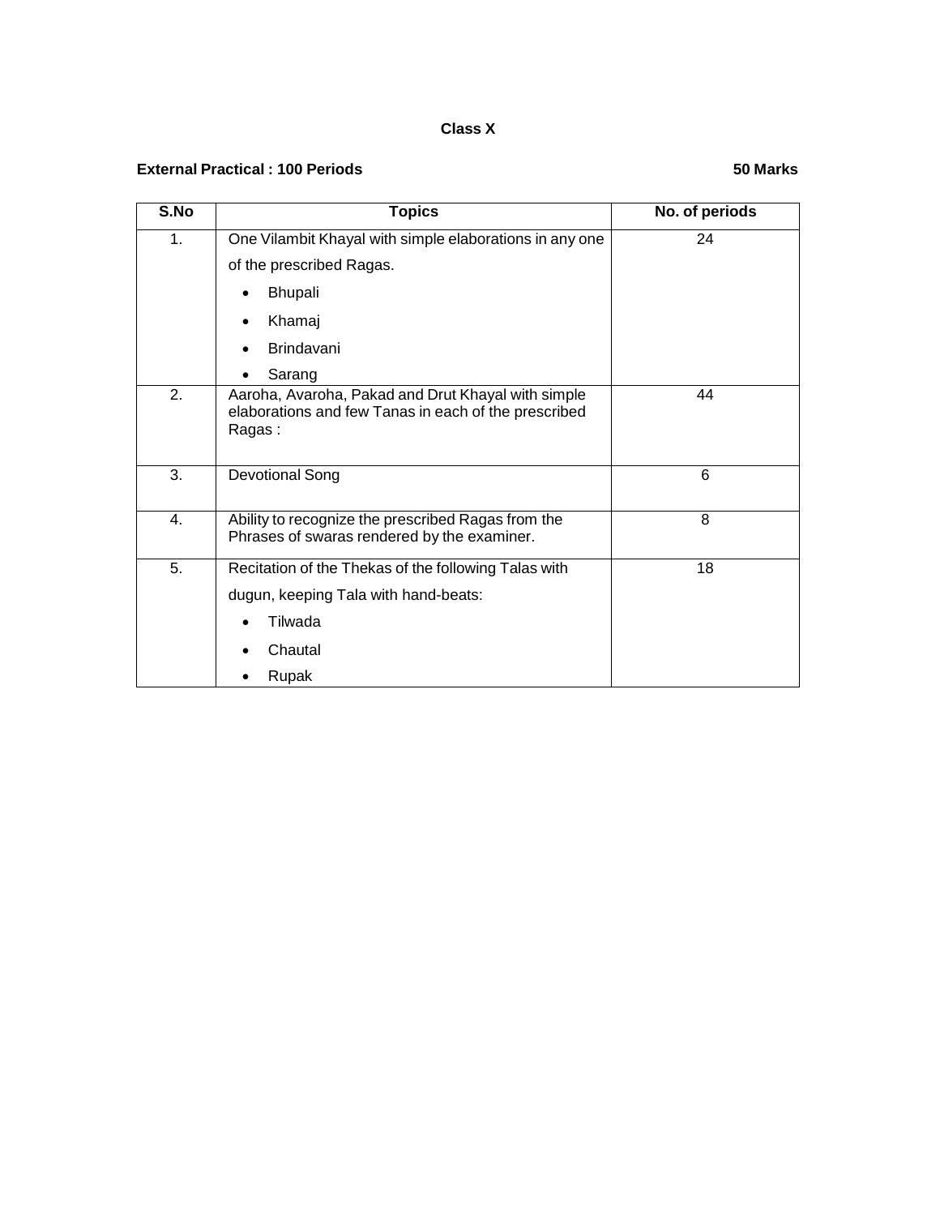**Class X**

**External Practical : 100 Periods** **50 Marks**

| S.No | Topics | No. of periods |
|---|---|---|
| 1. | One Vilambit Khayal with simple elaborations in any one of the prescribed Ragas.<br>• Bhupali<br>• Khamaj<br>• Brindavani<br>• Sarang | 24 |
| 2. | Aaroha, Avaroha, Pakad and Drut Khayal with simple elaborations and few Tanas in each of the prescribed Ragas : | 44 |
| 3. | Devotional Song | 6 |
| 4. | Ability to recognize the prescribed Ragas from the Phrases of swaras rendered by the examiner. | 8 |
| 5. | Recitation of the Thekas of the following Talas with dugun, keeping Tala with hand-beats:<br>• Tilwada<br>• Chautal<br>• Rupak | 18 |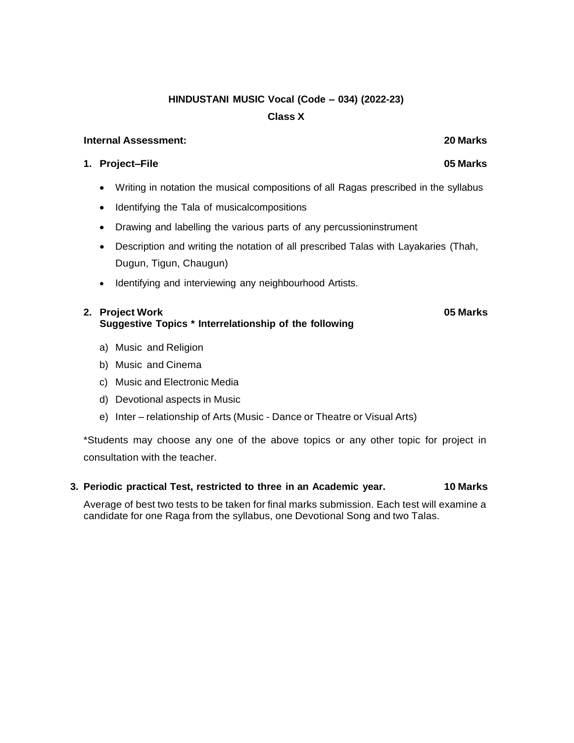**HINDUSTANI MUSIC Vocal (Code – 034) (2022-23)**

**Class X**

**Internal Assessment: 20 Marks**

**1. Project–File 05 Marks**

- Writing in notation the musical compositions of all Ragas prescribed in the syllabus
- Identifying the Tala of musicalcompositions
- Drawing and labelling the various parts of any percussioninstrument
- Description and writing the notation of all prescribed Talas with Layakaries (Thah, Dugun, Tigun, Chaugun)
- Identifying and interviewing any neighbourhood Artists.

**2. Project Work 05 Marks**
**Suggestive Topics * Interrelationship of the following**

a) Music and Religion
b) Music and Cinema
c) Music and Electronic Media
d) Devotional aspects in Music
e) Inter – relationship of Arts (Music - Dance or Theatre or Visual Arts)

*Students may choose any one of the above topics or any other topic for project in consultation with the teacher.

**3. Periodic practical Test, restricted to three in an Academic year. 10 Marks**

Average of best two tests to be taken for final marks submission. Each test will examine a candidate for one Raga from the syllabus, one Devotional Song and two Talas.